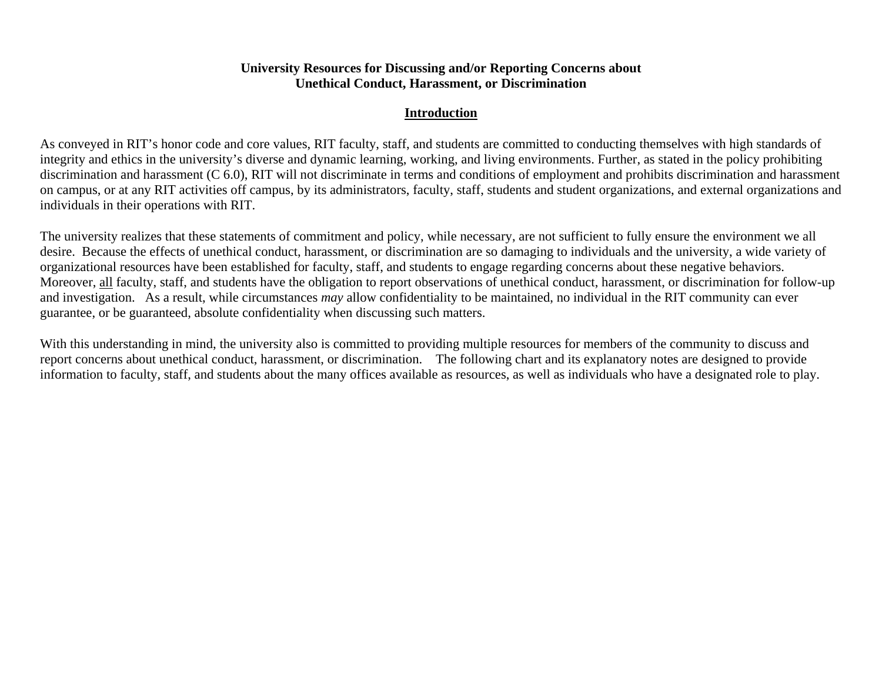# University Resources for Discussing and/or Reporting Concerns about Unethical Conduct, Harassment, or Discrimination

## <u>Introduction</u>

As conveyed in RIT's honor code and core values, RIT faculty, staff, and students are committed to conducting themselves with high standards of integrity and ethics in the university's diverse and dynamic learning, working, and living environments. Further, as stated in the policy prohibiting discrimination and harassment (C 6.0), RIT will not discriminate in terms and conditions of employment and prohibits discrimination and harassment on campus, or at any RIT activities off campus, by its administrators, faculty, staff, students and student organizations, and external organizations and individuals in their operations with RIT.

The university realizes that these statements of commitment and policy, while necessary, are not sufficient to fully ensure the environment we all desire. Because the effects of unethical conduct, harassment, or discrimination are so damaging to individuals and the university, a wide variety of organizational resources have been established for faculty, staff, and students to engage regarding concerns about these negative behaviors. Moreover, <u>all</u> faculty, staff, and students have the obligation to report observations of unethical conduct, harassment, or discrimination for follow-up and investigation. As a result, while circumstances *may* allow confidentiality to be maintained, no individual in the RIT community can ever guarantee, or be guaranteed, absolute confidentiality when discussing such matters.

With this understanding in mind, the university also is committed to providing multiple resources for members of the community to discuss and report concerns about unethical conduct, harassment, or discrimination. The following chart and its explanatory notes are designed to provide information to faculty, staff, and students about the many offices available as resources, as well as individuals who have a designated role to play.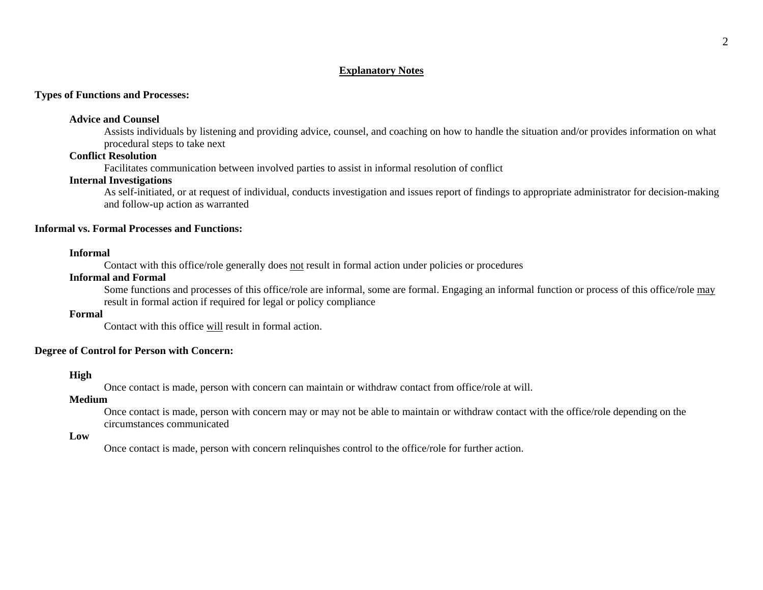## Explanatory Notes

### Types of Functions and Processes:

**Advice and Counsel**

Assists individuals by listening and providing advice, counsel, and coaching on how to handle the situation and/or provides information on what procedural steps to take next

**Conflict Resolution**

Facilitates communication between involved parties to assist in informal resolution of conflict

**Internal Investigations**

As self-initiated, or at request of individual, conducts investigation and issues report of findings to appropriate administrator for decision-making and follow-up action as warranted

### Informal vs. Formal Processes and Functions:

**Informal**

Contact with this office/role generally does <u>not</u> result in formal action under policies or procedures

**Informal and Formal**

Some functions and processes of this office/role are informal, some are formal. Engaging an informal function or process of this office/role <u>may</u> result in formal action if required for legal or policy compliance

**Formal**

Contact with this office <u>will</u> result in formal action.

### Degree of Control for Person with Concern:

**High**

Once contact is made, person with concern can maintain or withdraw contact from office/role at will.

**Medium**

Once contact is made, person with concern may or may not be able to maintain or withdraw contact with the office/role depending on the circumstances communicated

**Low**

Once contact is made, person with concern relinquishes control to the office/role for further action.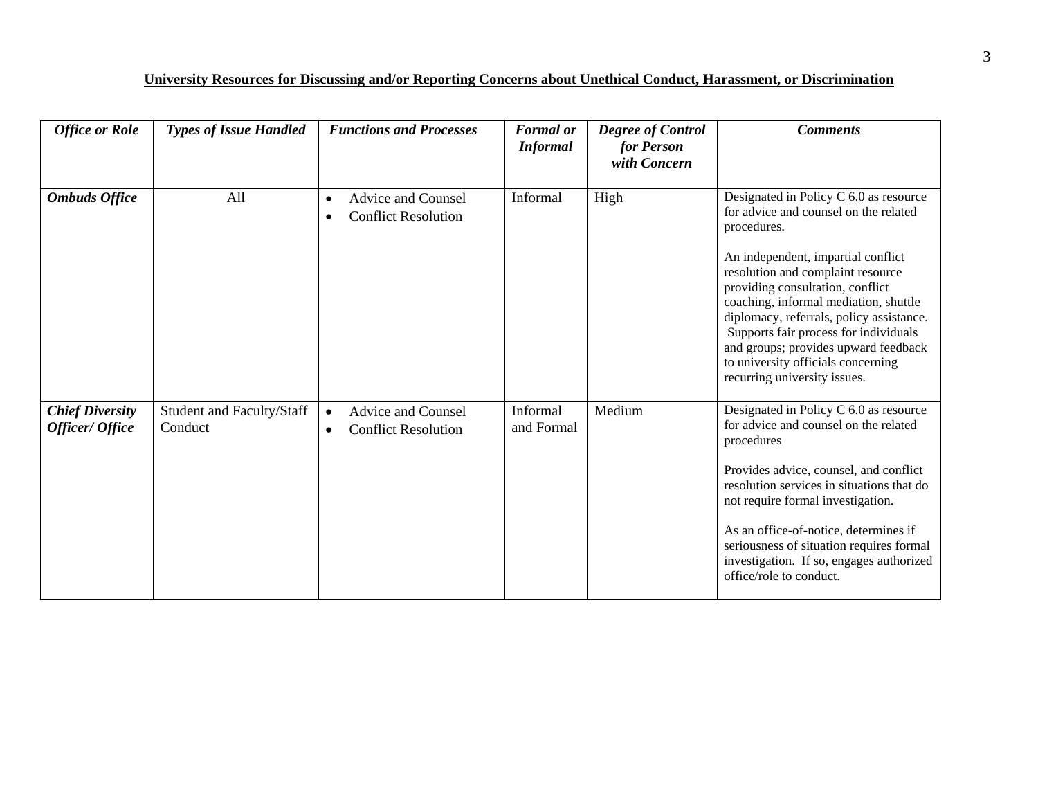**University Resources for Discussing and/or Reporting Concerns about Unethical Conduct, Harassment, or Discrimination**

| ***Office or Role*** | ***Types of Issue Handled*** | ***Functions and Processes*** | ***Formal or Informal*** | ***Degree of Control for Person with Concern*** | ***Comments*** |
|---|---|---|---|---|---|
| ***Ombuds Office*** | All | • Advice and Counsel<br>• Conflict Resolution | Informal | High | Designated in Policy C 6.0 as resource for advice and counsel on the related procedures.<br><br>An independent, impartial conflict resolution and complaint resource providing consultation, conflict coaching, informal mediation, shuttle diplomacy, referrals, policy assistance. Supports fair process for individuals and groups; provides upward feedback to university officials concerning recurring university issues. |
| ***Chief Diversity Officer/ Office*** | Student and Faculty/Staff Conduct | • Advice and Counsel<br>• Conflict Resolution | Informal and Formal | Medium | Designated in Policy C 6.0 as resource for advice and counsel on the related procedures<br><br>Provides advice, counsel, and conflict resolution services in situations that do not require formal investigation.<br><br>As an office-of-notice, determines if seriousness of situation requires formal investigation. If so, engages authorized office/role to conduct. |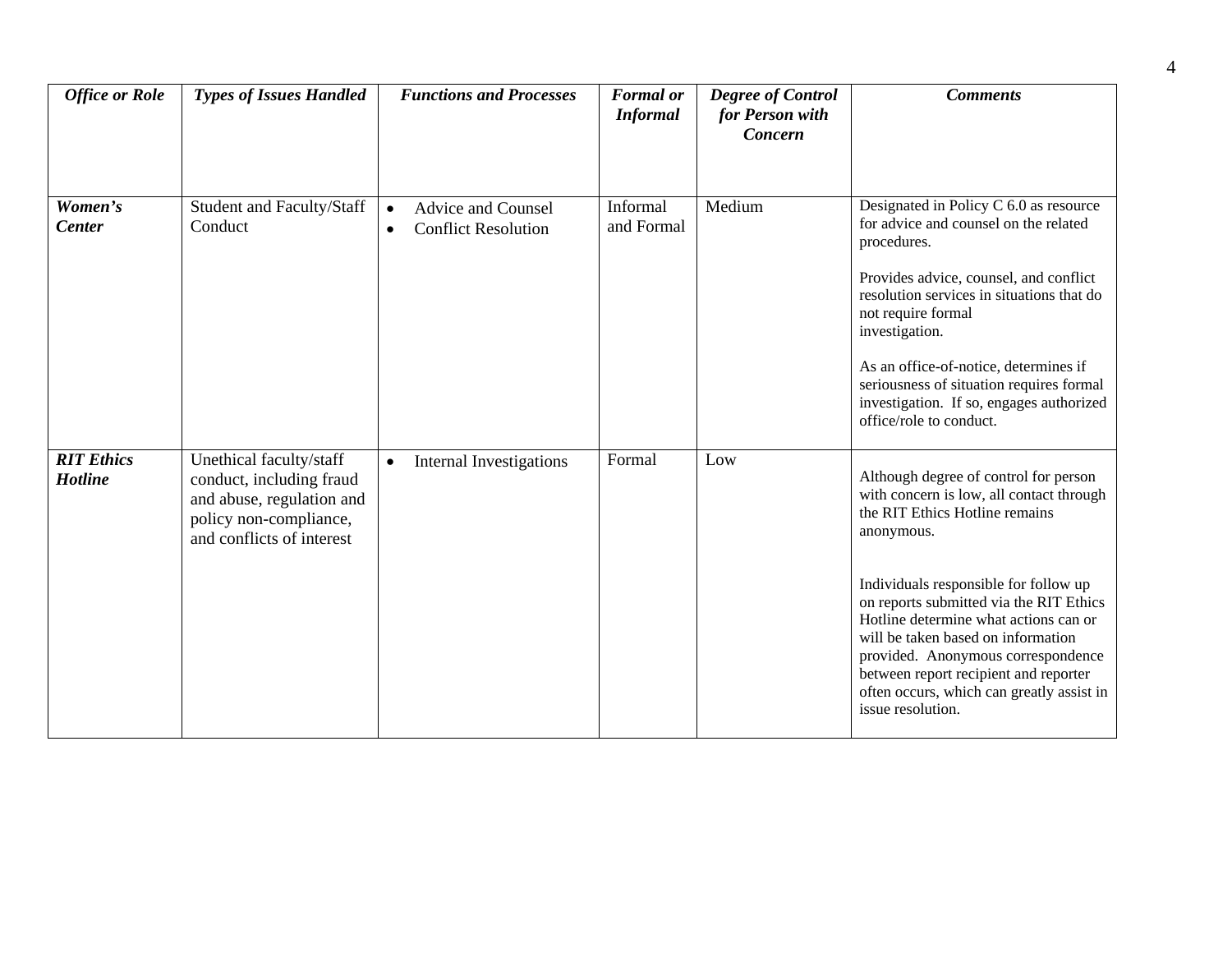| *Office or Role* | *Types of Issues Handled* | *Functions and Processes* | *Formal or Informal* | *Degree of Control for Person with Concern* | *Comments* |
|---|---|---|---|---|---|
| ***Women's Center*** | Student and Faculty/Staff Conduct | • Advice and Counsel<br>• Conflict Resolution | Informal and Formal | Medium | Designated in Policy C 6.0 as resource for advice and counsel on the related procedures.<br><br>Provides advice, counsel, and conflict resolution services in situations that do not require formal investigation.<br><br>As an office-of-notice, determines if seriousness of situation requires formal investigation. If so, engages authorized office/role to conduct. |
| ***RIT Ethics Hotline*** | Unethical faculty/staff conduct, including fraud and abuse, regulation and policy non-compliance, and conflicts of interest | • Internal Investigations | Formal | Low | Although degree of control for person with concern is low, all contact through the RIT Ethics Hotline remains anonymous.<br><br>Individuals responsible for follow up on reports submitted via the RIT Ethics Hotline determine what actions can or will be taken based on information provided. Anonymous correspondence between report recipient and reporter often occurs, which can greatly assist in issue resolution. |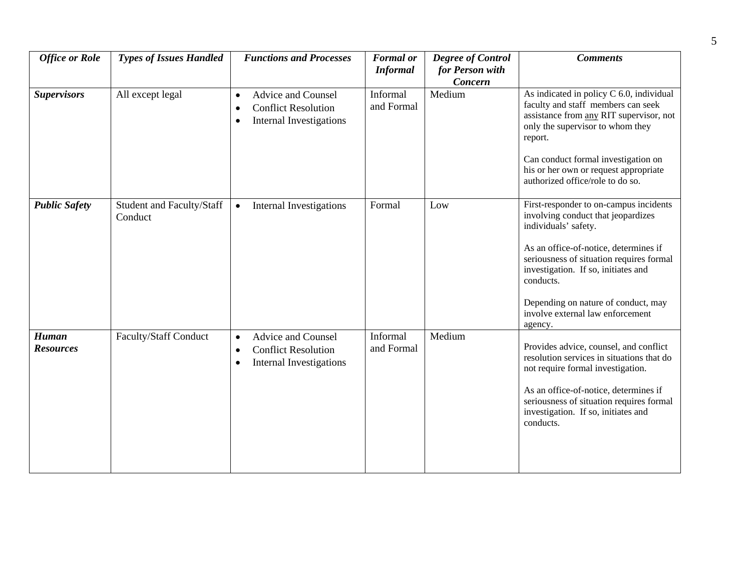| *Office or Role* | *Types of Issues Handled* | *Functions and Processes* | *Formal or Informal* | *Degree of Control for Person with Concern* | *Comments* |
|---|---|---|---|---|---|
| ***Supervisors*** | All except legal | • Advice and Counsel<br>• Conflict Resolution<br>• Internal Investigations | Informal and Formal | Medium | As indicated in policy C 6.0, individual faculty and staff members can seek assistance from <u>any</u> RIT supervisor, not only the supervisor to whom they report.<br><br>Can conduct formal investigation on his or her own or request appropriate authorized office/role to do so. |
| ***Public Safety*** | Student and Faculty/Staff Conduct | • Internal Investigations | Formal | Low | First-responder to on-campus incidents involving conduct that jeopardizes individuals' safety.<br><br>As an office-of-notice, determines if seriousness of situation requires formal investigation. If so, initiates and conducts.<br><br>Depending on nature of conduct, may involve external law enforcement agency. |
| ***Human Resources*** | Faculty/Staff Conduct | • Advice and Counsel<br>• Conflict Resolution<br>• Internal Investigations | Informal and Formal | Medium | Provides advice, counsel, and conflict resolution services in situations that do not require formal investigation.<br><br>As an office-of-notice, determines if seriousness of situation requires formal investigation. If so, initiates and conducts. |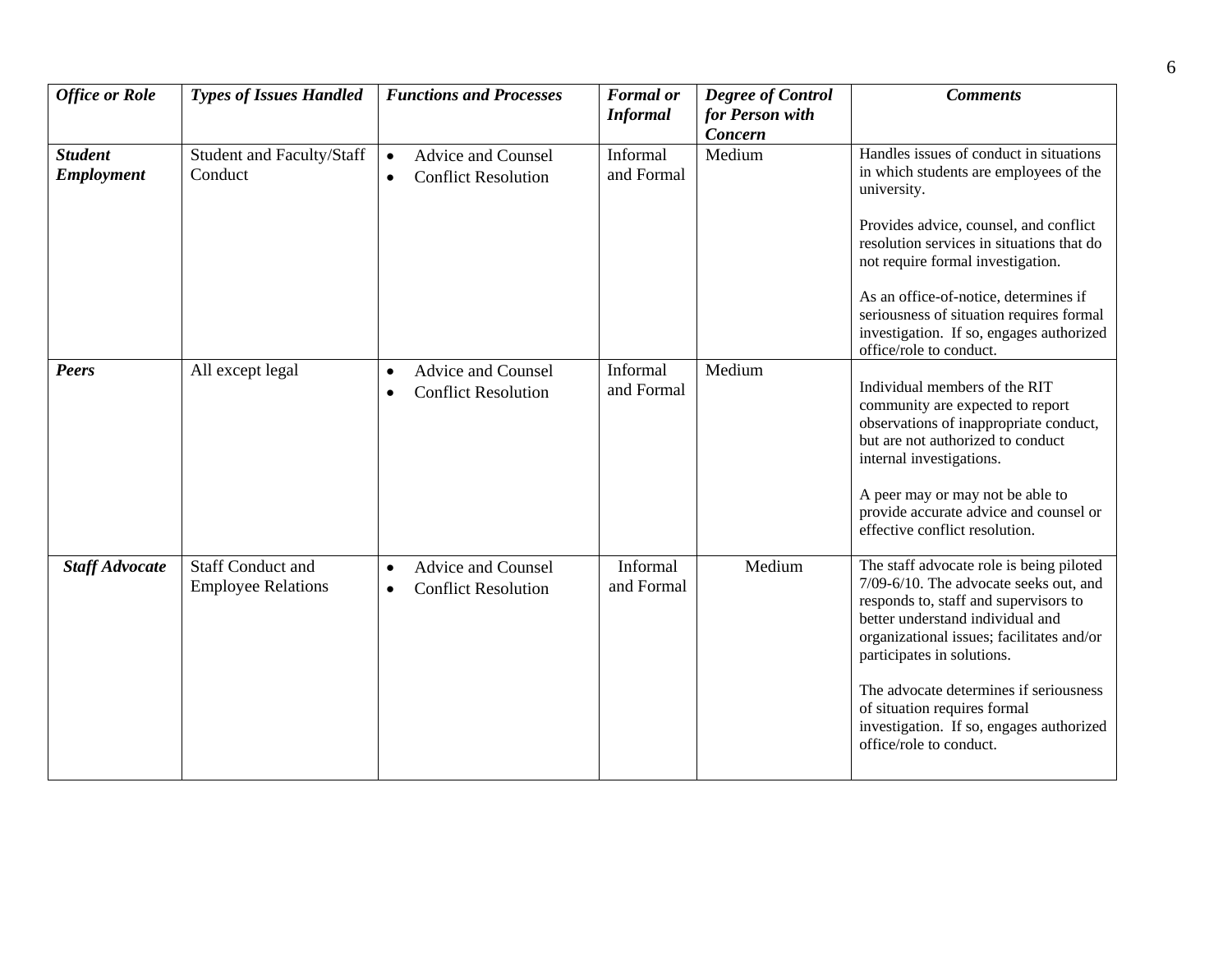| *Office or Role* | *Types of Issues Handled* | *Functions and Processes* | *Formal or Informal* | *Degree of Control for Person with Concern* | *Comments* |
|---|---|---|---|---|---|
| ***Student Employment*** | Student and Faculty/Staff Conduct | • Advice and Counsel<br>• Conflict Resolution | Informal and Formal | Medium | Handles issues of conduct in situations in which students are employees of the university.<br><br>Provides advice, counsel, and conflict resolution services in situations that do not require formal investigation.<br><br>As an office-of-notice, determines if seriousness of situation requires formal investigation. If so, engages authorized office/role to conduct. |
| ***Peers*** | All except legal | • Advice and Counsel<br>• Conflict Resolution | Informal and Formal | Medium | Individual members of the RIT community are expected to report observations of inappropriate conduct, but are not authorized to conduct internal investigations.<br><br>A peer may or may not be able to provide accurate advice and counsel or effective conflict resolution. |
| ***Staff Advocate*** | Staff Conduct and Employee Relations | • Advice and Counsel<br>• Conflict Resolution | Informal and Formal | Medium | The staff advocate role is being piloted 7/09-6/10. The advocate seeks out, and responds to, staff and supervisors to better understand individual and organizational issues; facilitates and/or participates in solutions.<br><br>The advocate determines if seriousness of situation requires formal investigation. If so, engages authorized office/role to conduct. |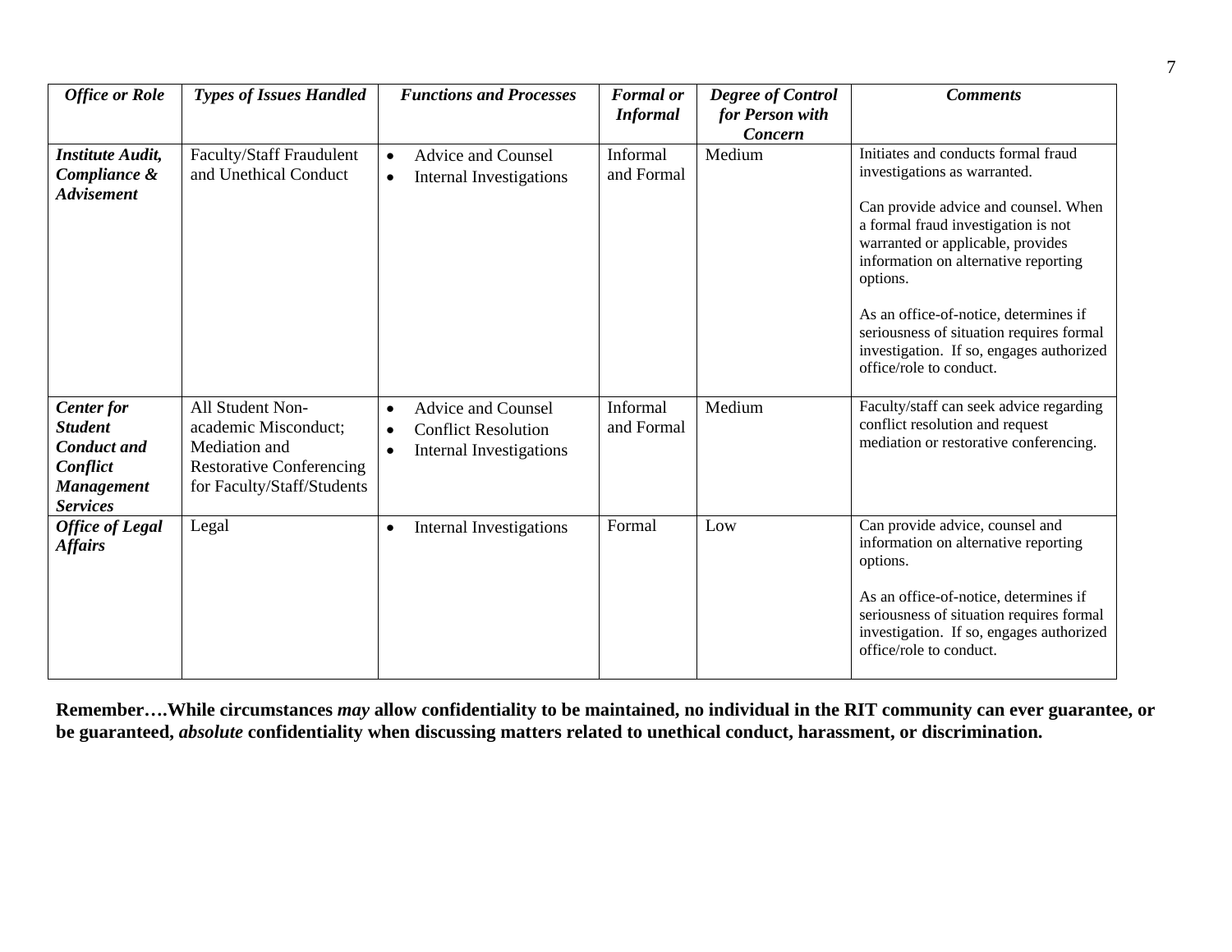| *Office or Role* | *Types of Issues Handled* | *Functions and Processes* | *Formal or Informal* | *Degree of Control for Person with Concern* | *Comments* |
|---|---|---|---|---|---|
| ***Institute Audit, Compliance & Advisement*** | Faculty/Staff Fraudulent and Unethical Conduct | • Advice and Counsel<br>• Internal Investigations | Informal and Formal | Medium | Initiates and conducts formal fraud investigations as warranted.<br><br>Can provide advice and counsel. When a formal fraud investigation is not warranted or applicable, provides information on alternative reporting options.<br><br>As an office-of-notice, determines if seriousness of situation requires formal investigation. If so, engages authorized office/role to conduct. |
| ***Center for Student Conduct and Conflict Management Services*** | All Student Non-academic Misconduct; Mediation and Restorative Conferencing for Faculty/Staff/Students | • Advice and Counsel<br>• Conflict Resolution<br>• Internal Investigations | Informal and Formal | Medium | Faculty/staff can seek advice regarding conflict resolution and request mediation or restorative conferencing. |
| ***Office of Legal Affairs*** | Legal | • Internal Investigations | Formal | Low | Can provide advice, counsel and information on alternative reporting options.<br><br>As an office-of-notice, determines if seriousness of situation requires formal investigation. If so, engages authorized office/role to conduct. |

**Remember….While circumstances *may* allow confidentiality to be maintained, no individual in the RIT community can ever guarantee, or be guaranteed, *absolute* confidentiality when discussing matters related to unethical conduct, harassment, or discrimination.**